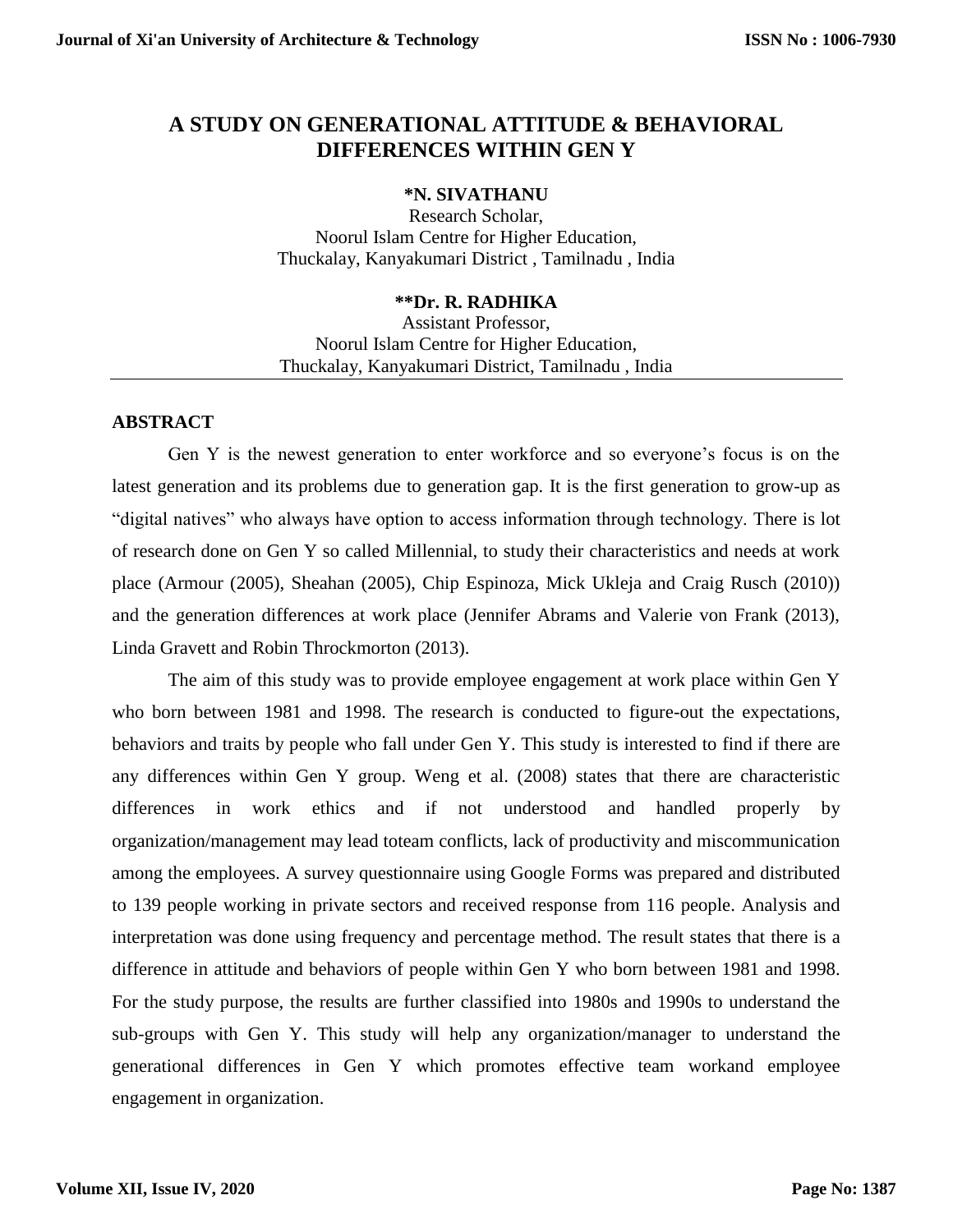# A STUDY ON GENERATIONAL ATTITUDE & BEHAVIORAL DIFFERENCES WITHIN GEN Y

**\*N. SIVATHANU**
Research Scholar,
Noorul Islam Centre for Higher Education,
Thuckalay, Kanyakumari District , Tamilnadu , India

**\*\*Dr. R. RADHIKA**
Assistant Professor,
Noorul Islam Centre for Higher Education,
Thuckalay, Kanyakumari District, Tamilnadu , India

---

## ABSTRACT

Gen Y is the newest generation to enter workforce and so everyone's focus is on the latest generation and its problems due to generation gap. It is the first generation to grow-up as "digital natives" who always have option to access information through technology. There is lot of research done on Gen Y so called Millennial, to study their characteristics and needs at work place (Armour (2005), Sheahan (2005), Chip Espinoza, Mick Ukleja and Craig Rusch (2010)) and the generation differences at work place (Jennifer Abrams and Valerie von Frank (2013), Linda Gravett and Robin Throckmorton (2013).

The aim of this study was to provide employee engagement at work place within Gen Y who born between 1981 and 1998. The research is conducted to figure-out the expectations, behaviors and traits by people who fall under Gen Y. This study is interested to find if there are any differences within Gen Y group. Weng et al. (2008) states that there are characteristic differences in work ethics and if not understood and handled properly by organization/management may lead toteam conflicts, lack of productivity and miscommunication among the employees. A survey questionnaire using Google Forms was prepared and distributed to 139 people working in private sectors and received response from 116 people. Analysis and interpretation was done using frequency and percentage method. The result states that there is a difference in attitude and behaviors of people within Gen Y who born between 1981 and 1998. For the study purpose, the results are further classified into 1980s and 1990s to understand the sub-groups with Gen Y. This study will help any organization/manager to understand the generational differences in Gen Y which promotes effective team workand employee engagement in organization.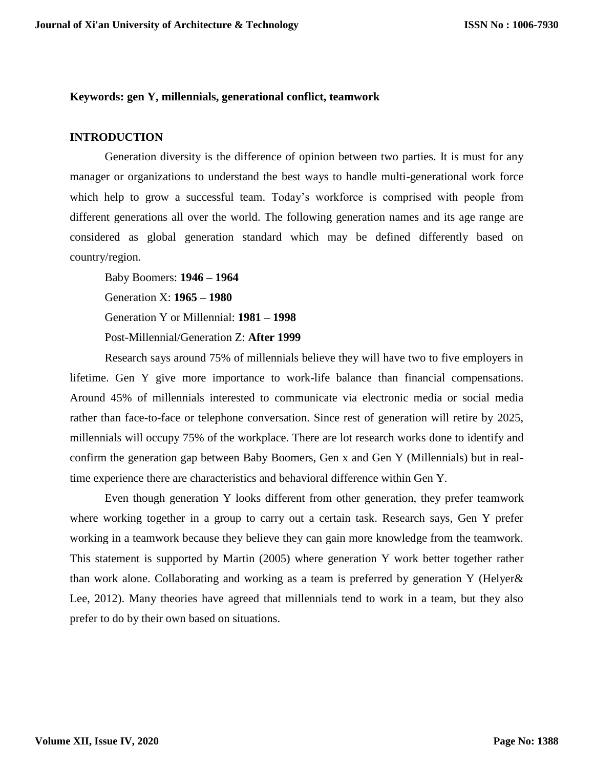**Keywords: gen Y, millennials, generational conflict, teamwork**

## INTRODUCTION

Generation diversity is the difference of opinion between two parties. It is must for any manager or organizations to understand the best ways to handle multi-generational work force which help to grow a successful team. Today's workforce is comprised with people from different generations all over the world. The following generation names and its age range are considered as global generation standard which may be defined differently based on country/region.

Baby Boomers: **1946 – 1964**

Generation X: **1965 – 1980**

Generation Y or Millennial: **1981 – 1998**

Post-Millennial/Generation Z: **After 1999**

Research says around 75% of millennials believe they will have two to five employers in lifetime. Gen Y give more importance to work-life balance than financial compensations. Around 45% of millennials interested to communicate via electronic media or social media rather than face-to-face or telephone conversation. Since rest of generation will retire by 2025, millennials will occupy 75% of the workplace. There are lot research works done to identify and confirm the generation gap between Baby Boomers, Gen x and Gen Y (Millennials) but in real-time experience there are characteristics and behavioral difference within Gen Y.

Even though generation Y looks different from other generation, they prefer teamwork where working together in a group to carry out a certain task. Research says, Gen Y prefer working in a teamwork because they believe they can gain more knowledge from the teamwork. This statement is supported by Martin (2005) where generation Y work better together rather than work alone. Collaborating and working as a team is preferred by generation Y (Helyer& Lee, 2012). Many theories have agreed that millennials tend to work in a team, but they also prefer to do by their own based on situations.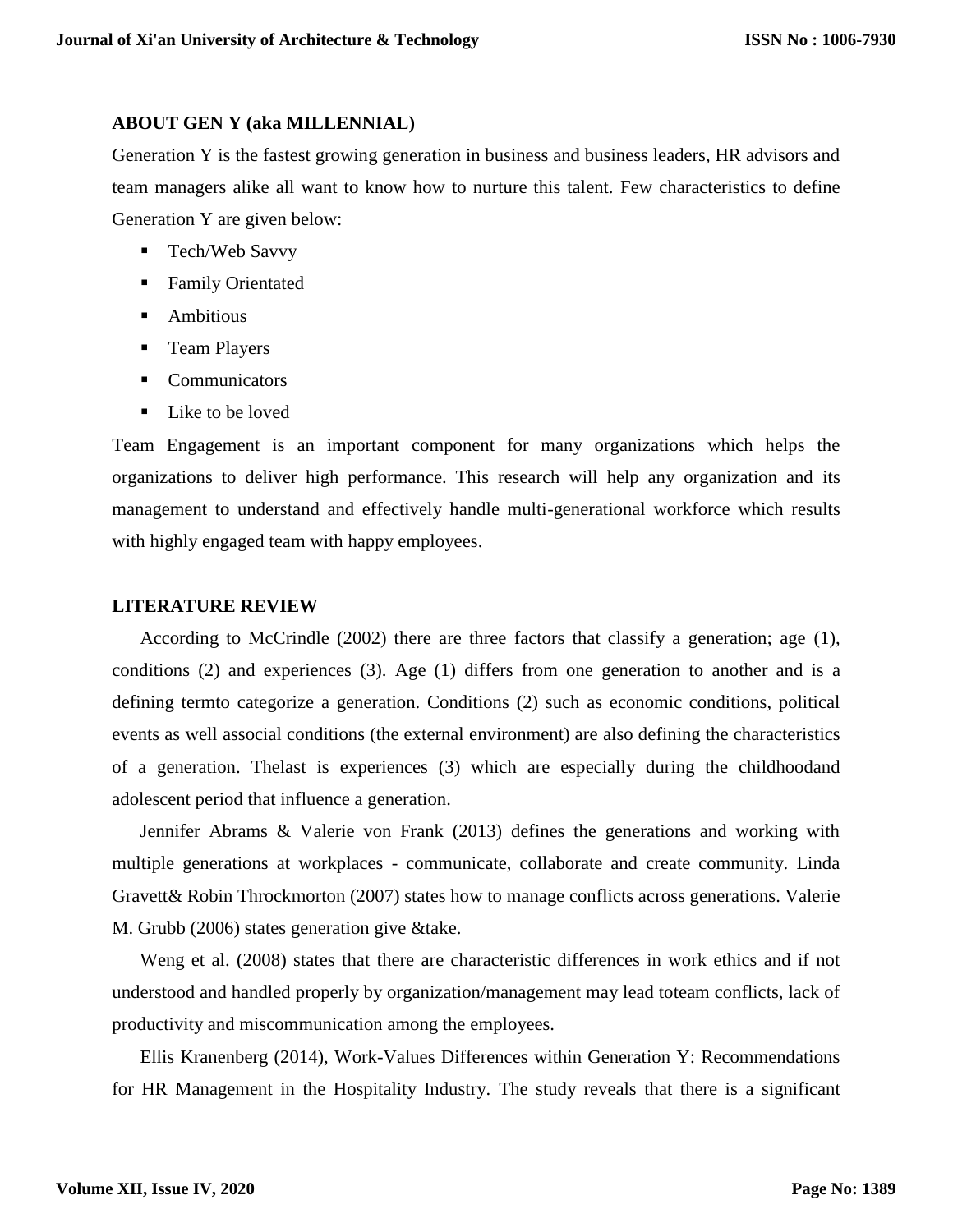## ABOUT GEN Y (aka MILLENNIAL)

Generation Y is the fastest growing generation in business and business leaders, HR advisors and team managers alike all want to know how to nurture this talent. Few characteristics to define Generation Y are given below:

- Tech/Web Savvy
- Family Orientated
- Ambitious
- Team Players
- Communicators
- Like to be loved

Team Engagement is an important component for many organizations which helps the organizations to deliver high performance. This research will help any organization and its management to understand and effectively handle multi-generational workforce which results with highly engaged team with happy employees.

## LITERATURE REVIEW

According to McCrindle (2002) there are three factors that classify a generation; age (1), conditions (2) and experiences (3). Age (1) differs from one generation to another and is a defining termto categorize a generation. Conditions (2) such as economic conditions, political events as well associal conditions (the external environment) are also defining the characteristics of a generation. Thelast is experiences (3) which are especially during the childhoodand adolescent period that influence a generation.

Jennifer Abrams & Valerie von Frank (2013) defines the generations and working with multiple generations at workplaces - communicate, collaborate and create community. Linda Gravett& Robin Throckmorton (2007) states how to manage conflicts across generations. Valerie M. Grubb (2006) states generation give &take.

Weng et al. (2008) states that there are characteristic differences in work ethics and if not understood and handled properly by organization/management may lead toteam conflicts, lack of productivity and miscommunication among the employees.

Ellis Kranenberg (2014), Work-Values Differences within Generation Y: Recommendations for HR Management in the Hospitality Industry. The study reveals that there is a significant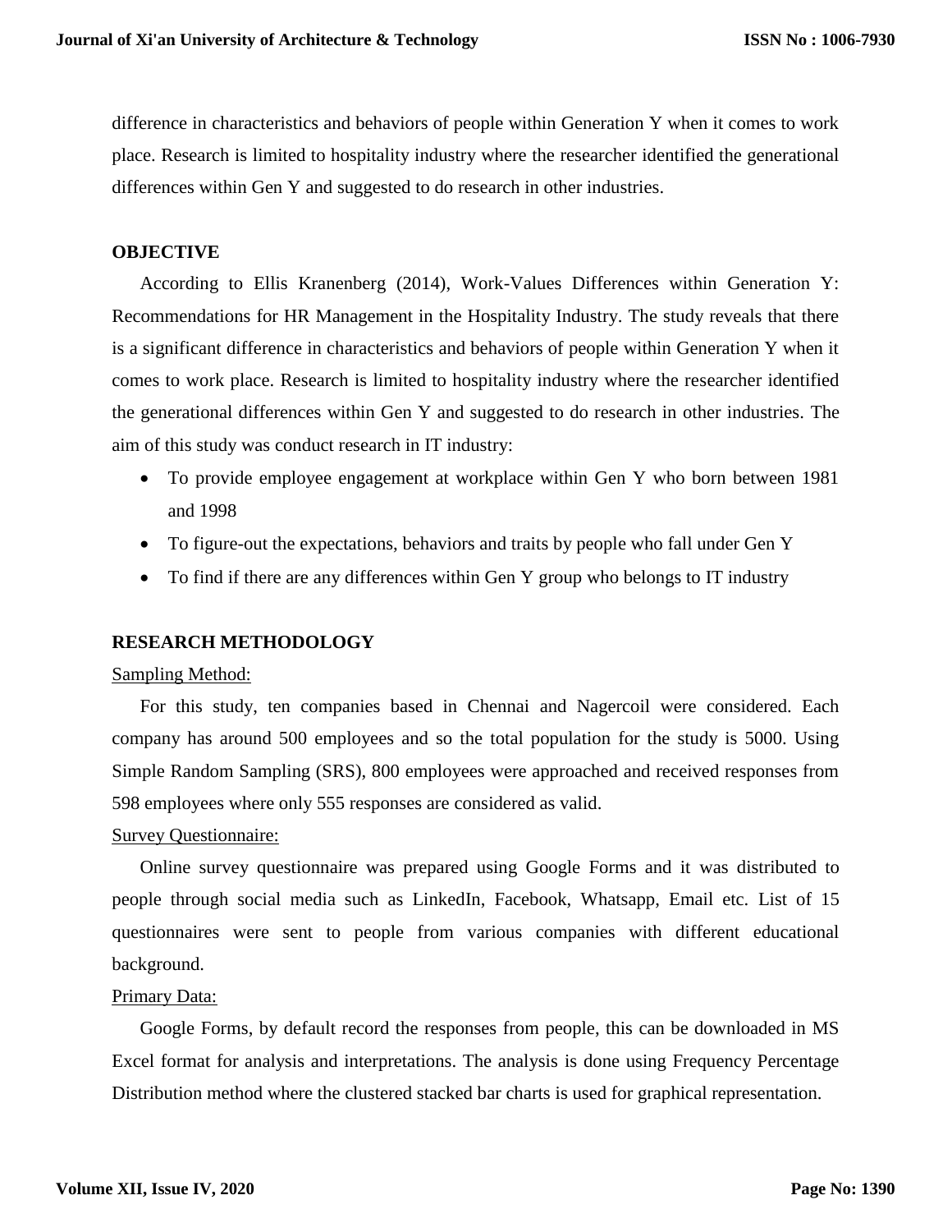difference in characteristics and behaviors of people within Generation Y when it comes to work place. Research is limited to hospitality industry where the researcher identified the generational differences within Gen Y and suggested to do research in other industries.

## OBJECTIVE

According to Ellis Kranenberg (2014), Work-Values Differences within Generation Y: Recommendations for HR Management in the Hospitality Industry. The study reveals that there is a significant difference in characteristics and behaviors of people within Generation Y when it comes to work place. Research is limited to hospitality industry where the researcher identified the generational differences within Gen Y and suggested to do research in other industries. The aim of this study was conduct research in IT industry:

- To provide employee engagement at workplace within Gen Y who born between 1981 and 1998
- To figure-out the expectations, behaviors and traits by people who fall under Gen Y
- To find if there are any differences within Gen Y group who belongs to IT industry

## RESEARCH METHODOLOGY

Sampling Method:

For this study, ten companies based in Chennai and Nagercoil were considered. Each company has around 500 employees and so the total population for the study is 5000. Using Simple Random Sampling (SRS), 800 employees were approached and received responses from 598 employees where only 555 responses are considered as valid.

Survey Questionnaire:

Online survey questionnaire was prepared using Google Forms and it was distributed to people through social media such as LinkedIn, Facebook, Whatsapp, Email etc. List of 15 questionnaires were sent to people from various companies with different educational background.

Primary Data:

Google Forms, by default record the responses from people, this can be downloaded in MS Excel format for analysis and interpretations. The analysis is done using Frequency Percentage Distribution method where the clustered stacked bar charts is used for graphical representation.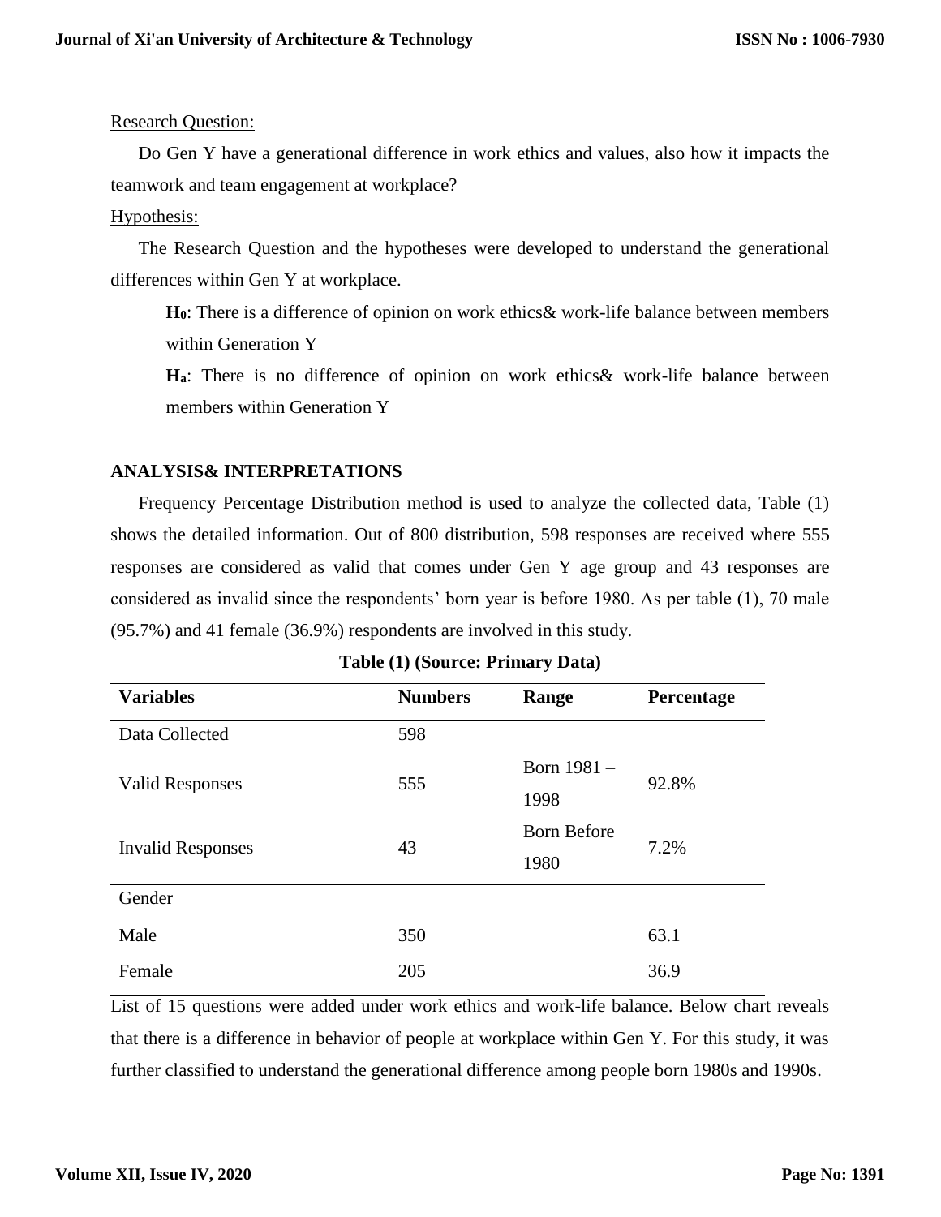Research Question:

Do Gen Y have a generational difference in work ethics and values, also how it impacts the teamwork and team engagement at workplace?

Hypothesis:

The Research Question and the hypotheses were developed to understand the generational differences within Gen Y at workplace.

> **$H_0$**: There is a difference of opinion on work ethics& work-life balance between members within Generation Y
>
> **$H_a$**: There is no difference of opinion on work ethics& work-life balance between members within Generation Y

**ANALYSIS& INTERPRETATIONS**

Frequency Percentage Distribution method is used to analyze the collected data, Table (1) shows the detailed information. Out of 800 distribution, 598 responses are received where 555 responses are considered as valid that comes under Gen Y age group and 43 responses are considered as invalid since the respondents' born year is before 1980. As per table (1), 70 male (95.7%) and 41 female (36.9%) respondents are involved in this study.

**Table (1) (Source: Primary Data)**

| Variables | Numbers | Range | Percentage |
|---|---|---|---|
| Data Collected | 598 | | |
| Valid Responses | 555 | Born 1981 – 1998 | 92.8% |
| Invalid Responses | 43 | Born Before 1980 | 7.2% |
| Gender | | | |
| Male | 350 | | 63.1 |
| Female | 205 | | 36.9 |

List of 15 questions were added under work ethics and work-life balance. Below chart reveals that there is a difference in behavior of people at workplace within Gen Y. For this study, it was further classified to understand the generational difference among people born 1980s and 1990s.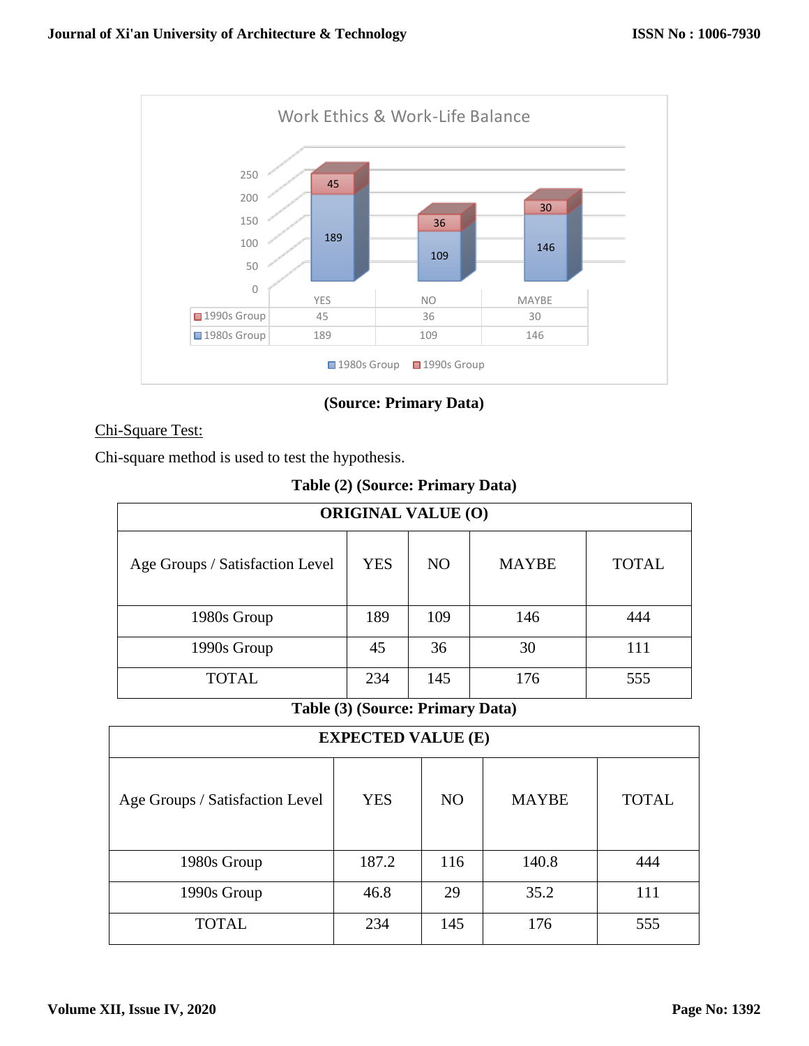Work Ethics & Work-Life Balance

| | YES | NO | MAYBE |
|---|---|---|---|
| 1990s Group | 45 | 36 | 30 |
| 1980s Group | 189 | 109 | 146 |

**(Source: Primary Data)**

<u>Chi-Square Test:</u>

Chi-square method is used to test the hypothesis.

**Table (2) (Source: Primary Data)**

| ORIGINAL VALUE (O) | | | | |
|---|---|---|---|---|
| Age Groups / Satisfaction Level | YES | NO | MAYBE | TOTAL |
| 1980s Group | 189 | 109 | 146 | 444 |
| 1990s Group | 45 | 36 | 30 | 111 |
| TOTAL | 234 | 145 | 176 | 555 |

**Table (3) (Source: Primary Data)**

| EXPECTED VALUE (E) | | | | |
|---|---|---|---|---|
| Age Groups / Satisfaction Level | YES | NO | MAYBE | TOTAL |
| 1980s Group | 187.2 | 116 | 140.8 | 444 |
| 1990s Group | 46.8 | 29 | 35.2 | 111 |
| TOTAL | 234 | 145 | 176 | 555 |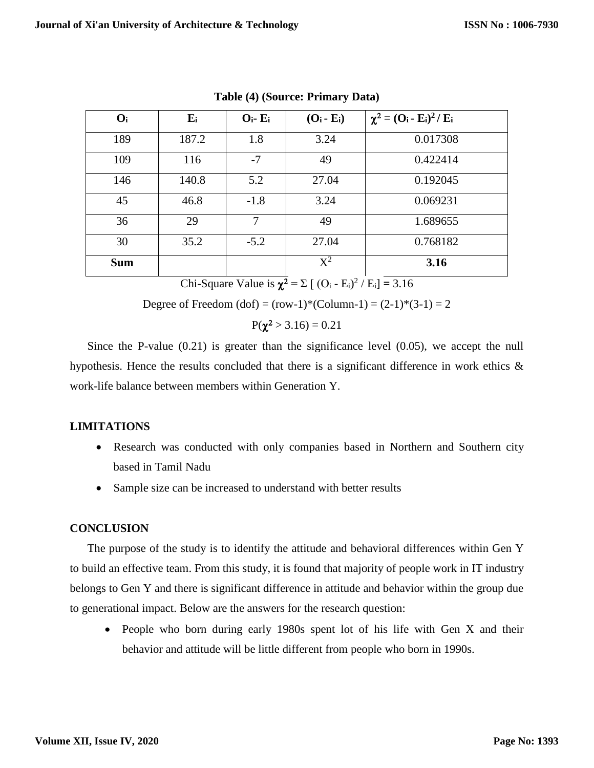**Table (4) (Source: Primary Data)**

| $O_i$ | $E_i$ | $O_i - E_i$ | $(O_i - E_i)$ | $\chi^2 = (O_i - E_i)^2 / E_i$ |
|---|---|---|---|---|
| 189 | 187.2 | 1.8 | 3.24 | 0.017308 |
| 109 | 116 | -7 | 49 | 0.422414 |
| 146 | 140.8 | 5.2 | 27.04 | 0.192045 |
| 45 | 46.8 | -1.8 | 3.24 | 0.069231 |
| 36 | 29 | 7 | 49 | 1.689655 |
| 30 | 35.2 | -5.2 | 27.04 | 0.768182 |
| **Sum** | | | $X^2$ | **3.16** |

Chi-Square Value is $\chi^2 = \Sigma [ (O_i - E_i)^2 / E_i] = 3.16$

Degree of Freedom (dof) = (row-1)*(Column-1) = (2-1)*(3-1) = 2

$P(\chi^2 > 3.16) = 0.21$

Since the P-value (0.21) is greater than the significance level (0.05), we accept the null hypothesis. Hence the results concluded that there is a significant difference in work ethics & work-life balance between members within Generation Y.

## LIMITATIONS

- Research was conducted with only companies based in Northern and Southern city based in Tamil Nadu
- Sample size can be increased to understand with better results

## CONCLUSION

The purpose of the study is to identify the attitude and behavioral differences within Gen Y to build an effective team. From this study, it is found that majority of people work in IT industry belongs to Gen Y and there is significant difference in attitude and behavior within the group due to generational impact. Below are the answers for the research question:

- People who born during early 1980s spent lot of his life with Gen X and their behavior and attitude will be little different from people who born in 1990s.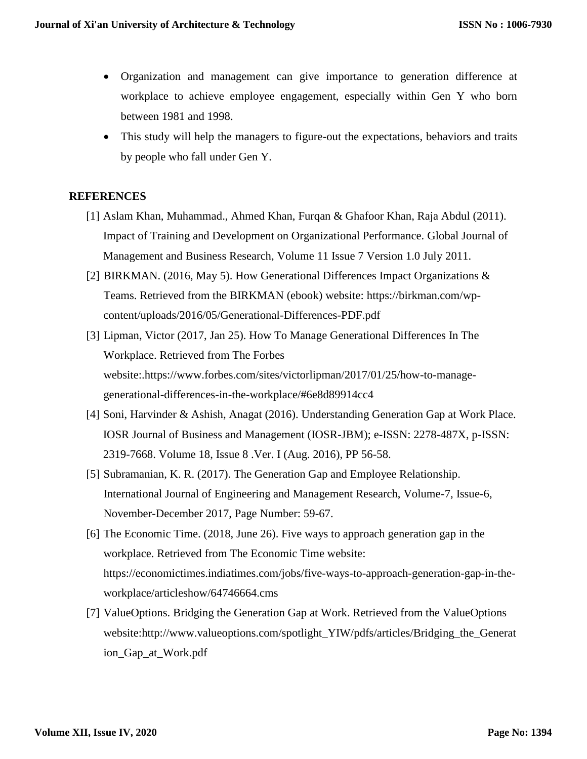- Organization and management can give importance to generation difference at workplace to achieve employee engagement, especially within Gen Y who born between 1981 and 1998.
- This study will help the managers to figure-out the expectations, behaviors and traits by people who fall under Gen Y.

## REFERENCES

[1] Aslam Khan, Muhammad., Ahmed Khan, Furqan & Ghafoor Khan, Raja Abdul (2011). Impact of Training and Development on Organizational Performance. Global Journal of Management and Business Research, Volume 11 Issue 7 Version 1.0 July 2011.

[2] BIRKMAN. (2016, May 5). How Generational Differences Impact Organizations & Teams. Retrieved from the BIRKMAN (ebook) website: https://birkman.com/wp-content/uploads/2016/05/Generational-Differences-PDF.pdf

[3] Lipman, Victor (2017, Jan 25). How To Manage Generational Differences In The Workplace. Retrieved from The Forbes website:.https://www.forbes.com/sites/victorlipman/2017/01/25/how-to-manage-generational-differences-in-the-workplace/#6e8d89914cc4

[4] Soni, Harvinder & Ashish, Anagat (2016). Understanding Generation Gap at Work Place. IOSR Journal of Business and Management (IOSR-JBM); e-ISSN: 2278-487X, p-ISSN: 2319-7668. Volume 18, Issue 8 .Ver. I (Aug. 2016), PP 56-58.

[5] Subramanian, K. R. (2017). The Generation Gap and Employee Relationship. International Journal of Engineering and Management Research, Volume-7, Issue-6, November-December 2017, Page Number: 59-67.

[6] The Economic Time. (2018, June 26). Five ways to approach generation gap in the workplace. Retrieved from The Economic Time website: https://economictimes.indiatimes.com/jobs/five-ways-to-approach-generation-gap-in-the-workplace/articleshow/64746664.cms

[7] ValueOptions. Bridging the Generation Gap at Work. Retrieved from the ValueOptions website:http://www.valueoptions.com/spotlight_YIW/pdfs/articles/Bridging_the_Generation_Gap_at_Work.pdf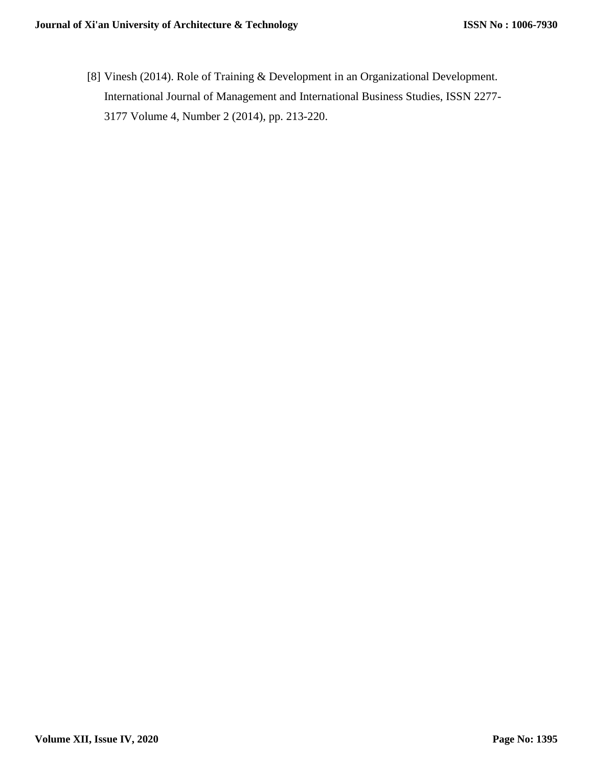[8] Vinesh (2014). Role of Training & Development in an Organizational Development. International Journal of Management and International Business Studies, ISSN 2277-3177 Volume 4, Number 2 (2014), pp. 213-220.